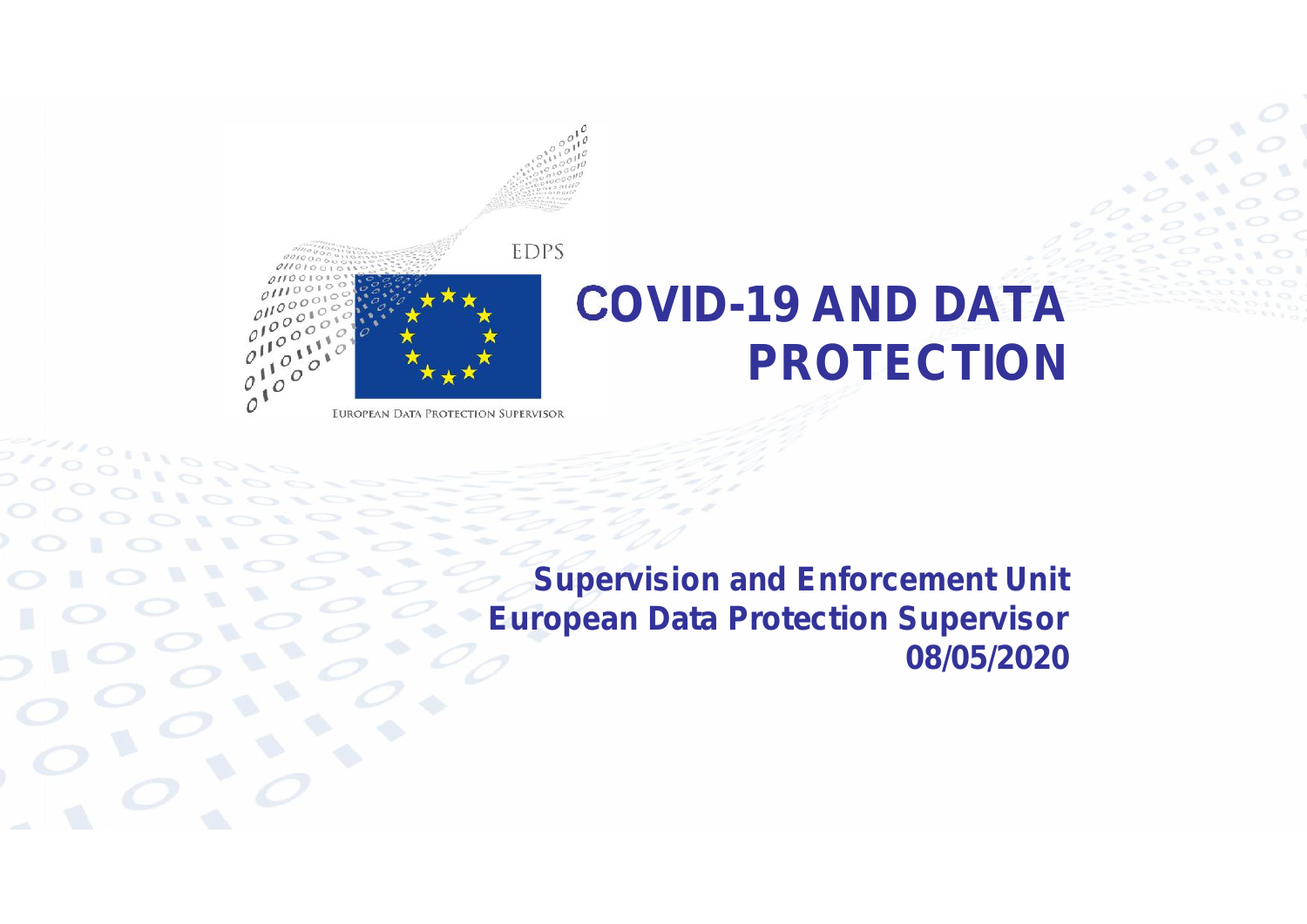EDPS

EUROPEAN DATA PROTECTION SUPERVISOR

# COVID-19 AND DATA PROTECTION

**Supervision and Enforcement Unit**
**European Data Protection Supervisor**
**08/05/2020**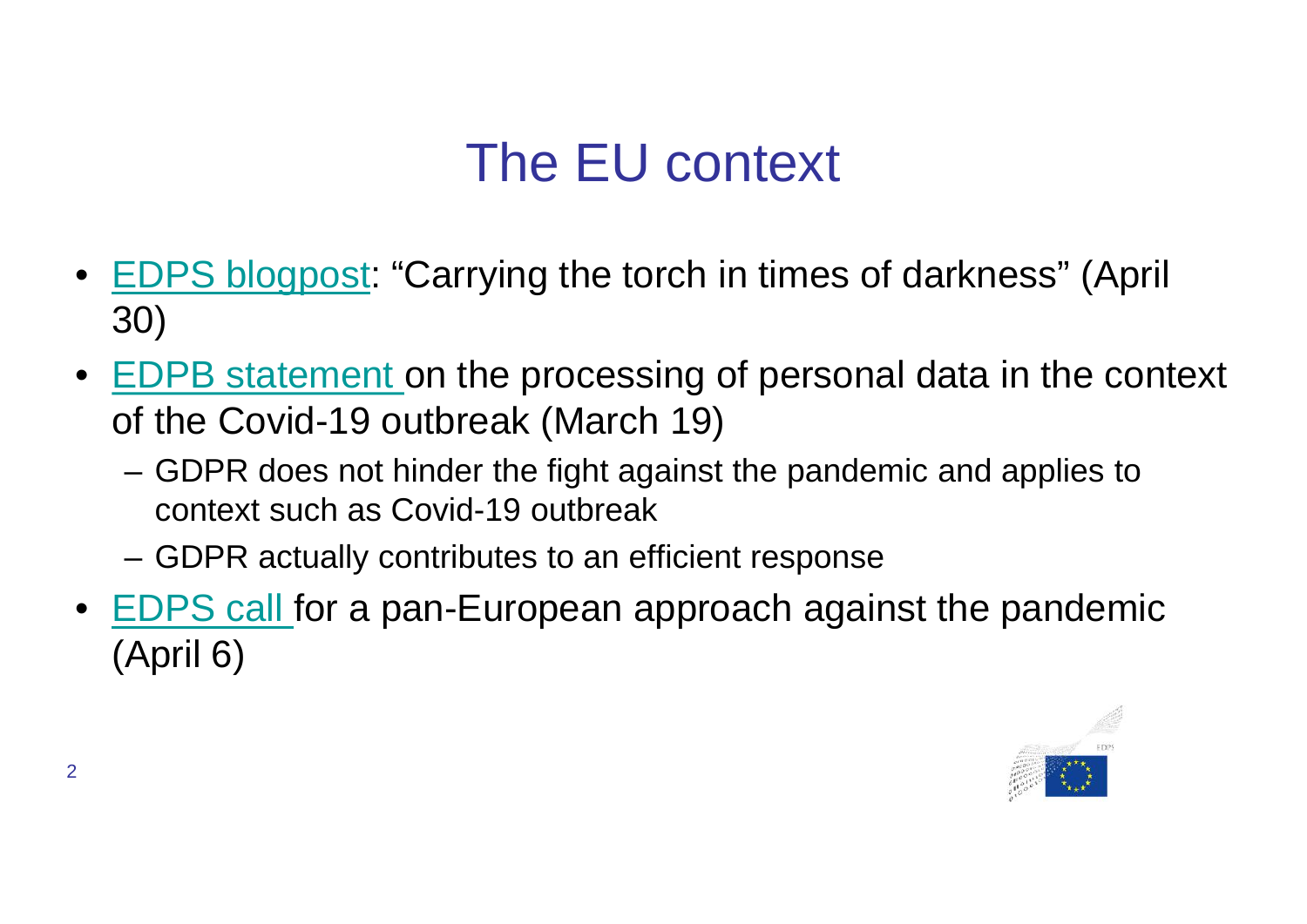# The EU context

- EDPS blogpost: "Carrying the torch in times of darkness" (April 30)
- EDPB statement on the processing of personal data in the context of the Covid-19 outbreak (March 19)
  - GDPR does not hinder the fight against the pandemic and applies to context such as Covid-19 outbreak
  - GDPR actually contributes to an efficient response
- EDPS call for a pan-European approach against the pandemic (April 6)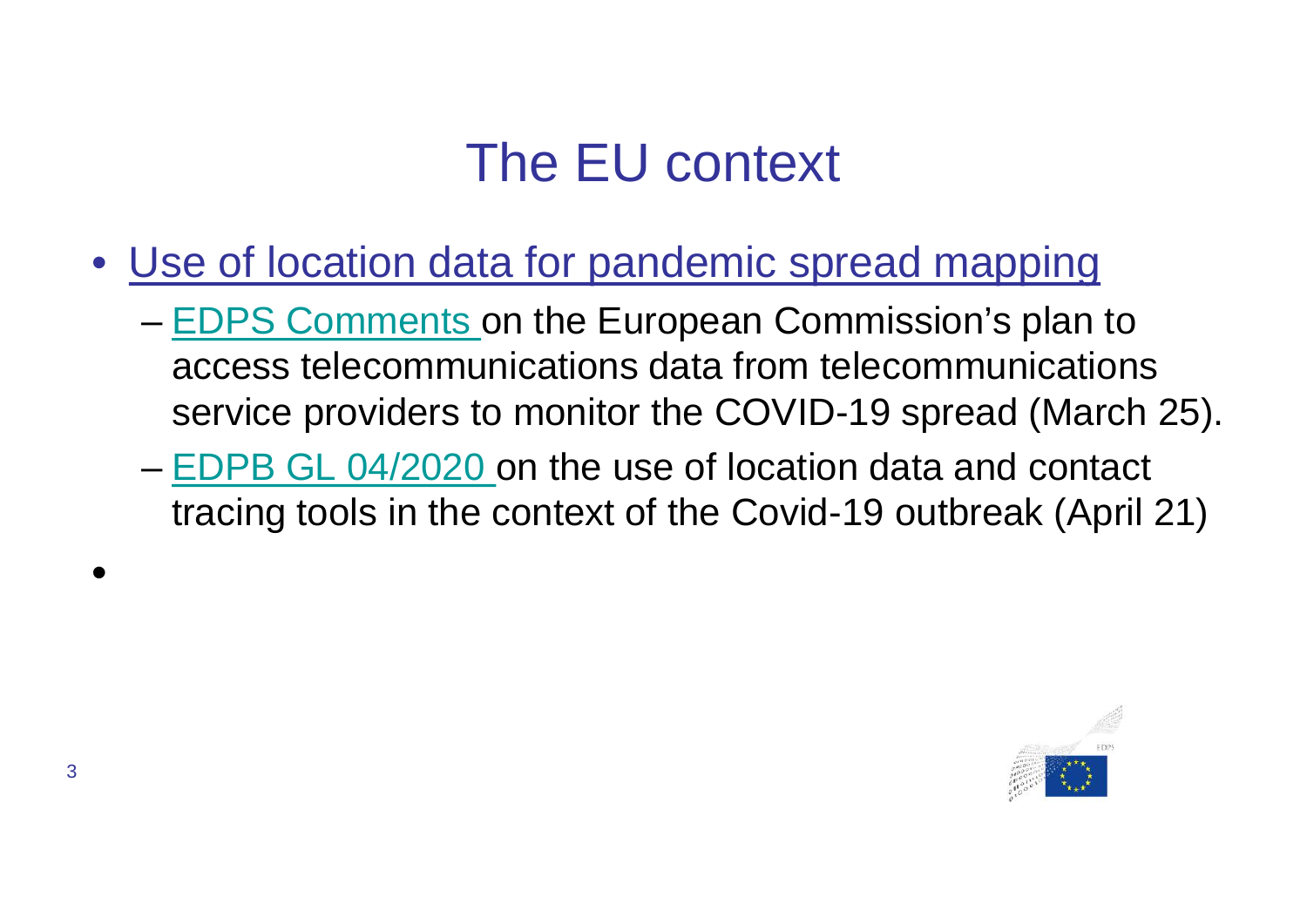# The EU context

- Use of location data for pandemic spread mapping
  - EDPS Comments on the European Commission's plan to access telecommunications data from telecommunications service providers to monitor the COVID-19 spread (March 25).
  - EDPB GL 04/2020 on the use of location data and contact tracing tools in the context of the Covid-19 outbreak (April 21)
-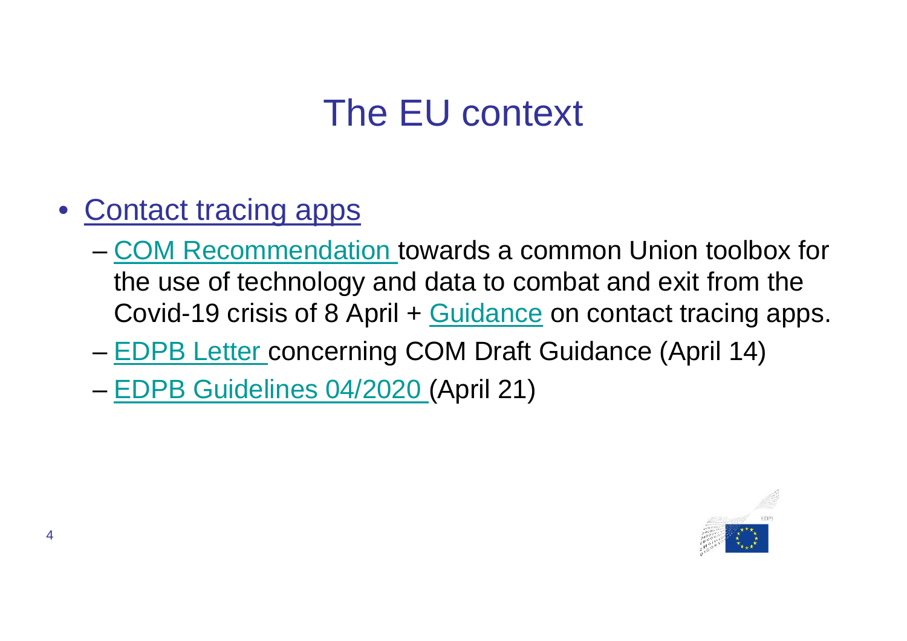# The EU context

- Contact tracing apps
  - COM Recommendation towards a common Union toolbox for the use of technology and data to combat and exit from the Covid-19 crisis of 8 April + Guidance on contact tracing apps.
  - EDPB Letter concerning COM Draft Guidance (April 14)
  - EDPB Guidelines 04/2020 (April 21)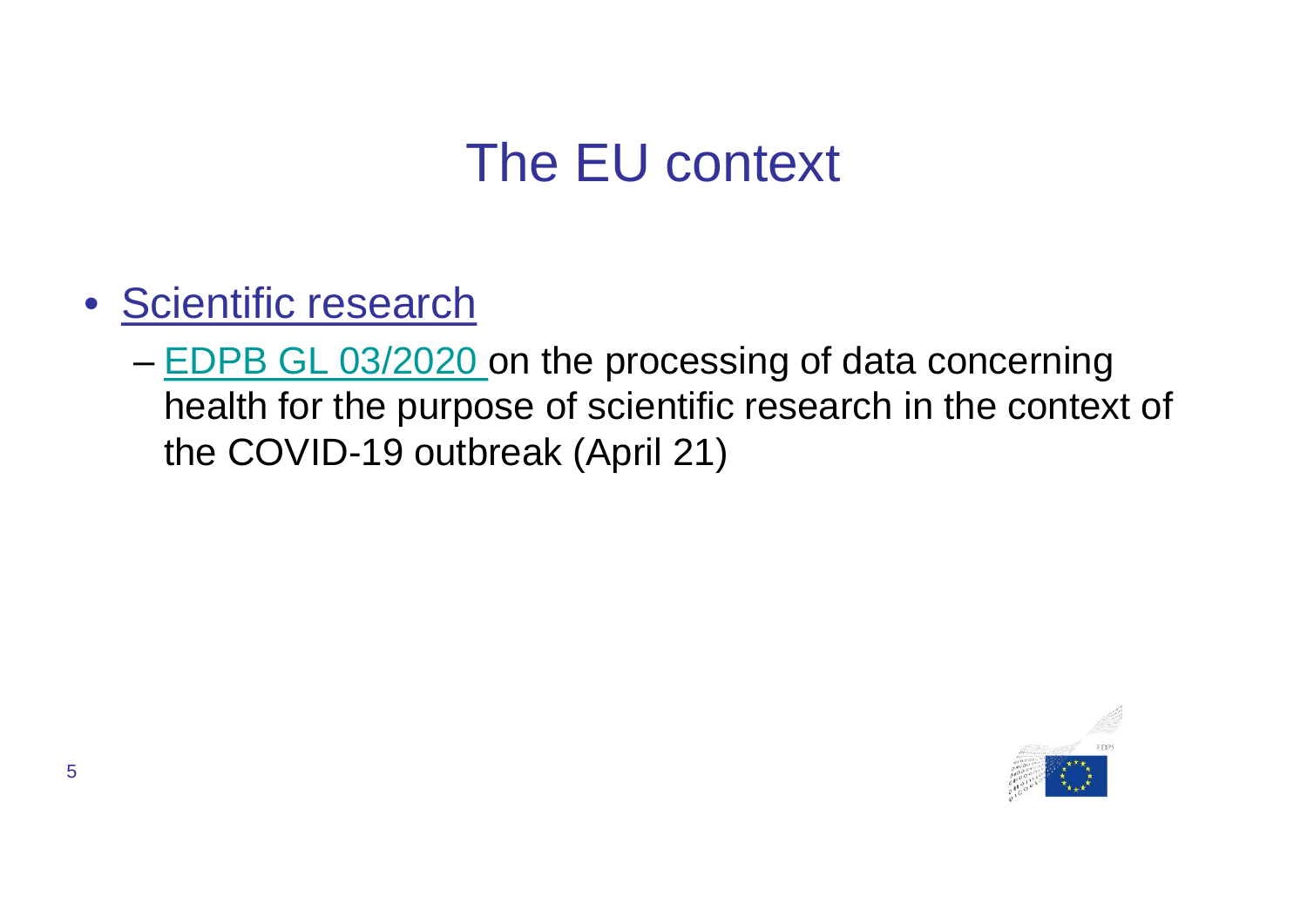# The EU context

- Scientific research
  - EDPB GL 03/2020 on the processing of data concerning health for the purpose of scientific research in the context of the COVID-19 outbreak (April 21)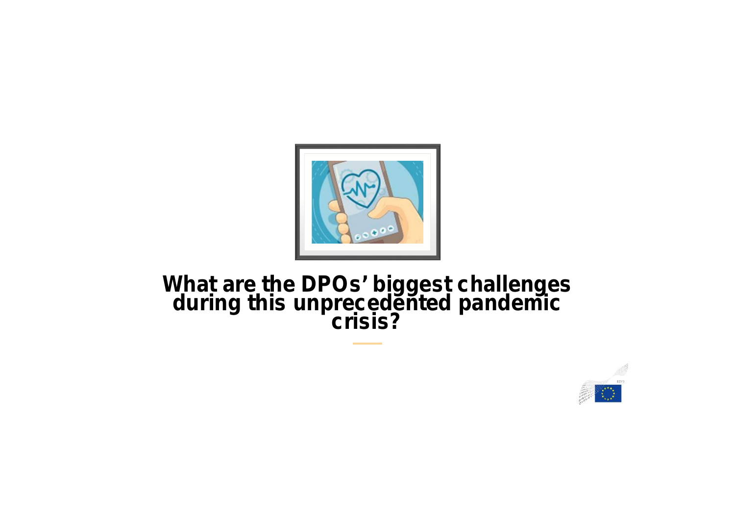# What are the DPOs' biggest challenges during this unprecedented pandemic crisis?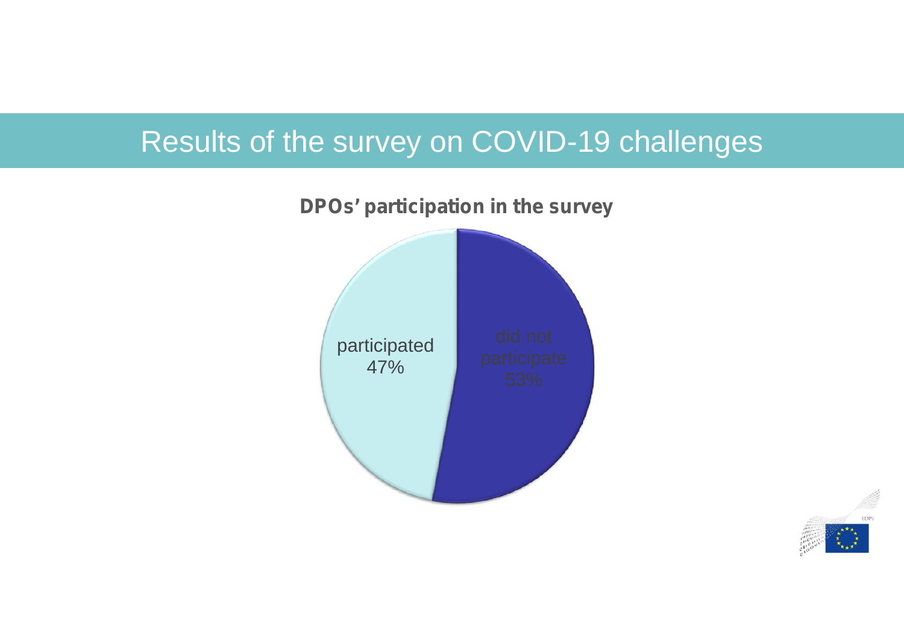# Results of the survey on COVID-19 challenges

**DPOs' participation in the survey**

participated 47%

did not participate 53%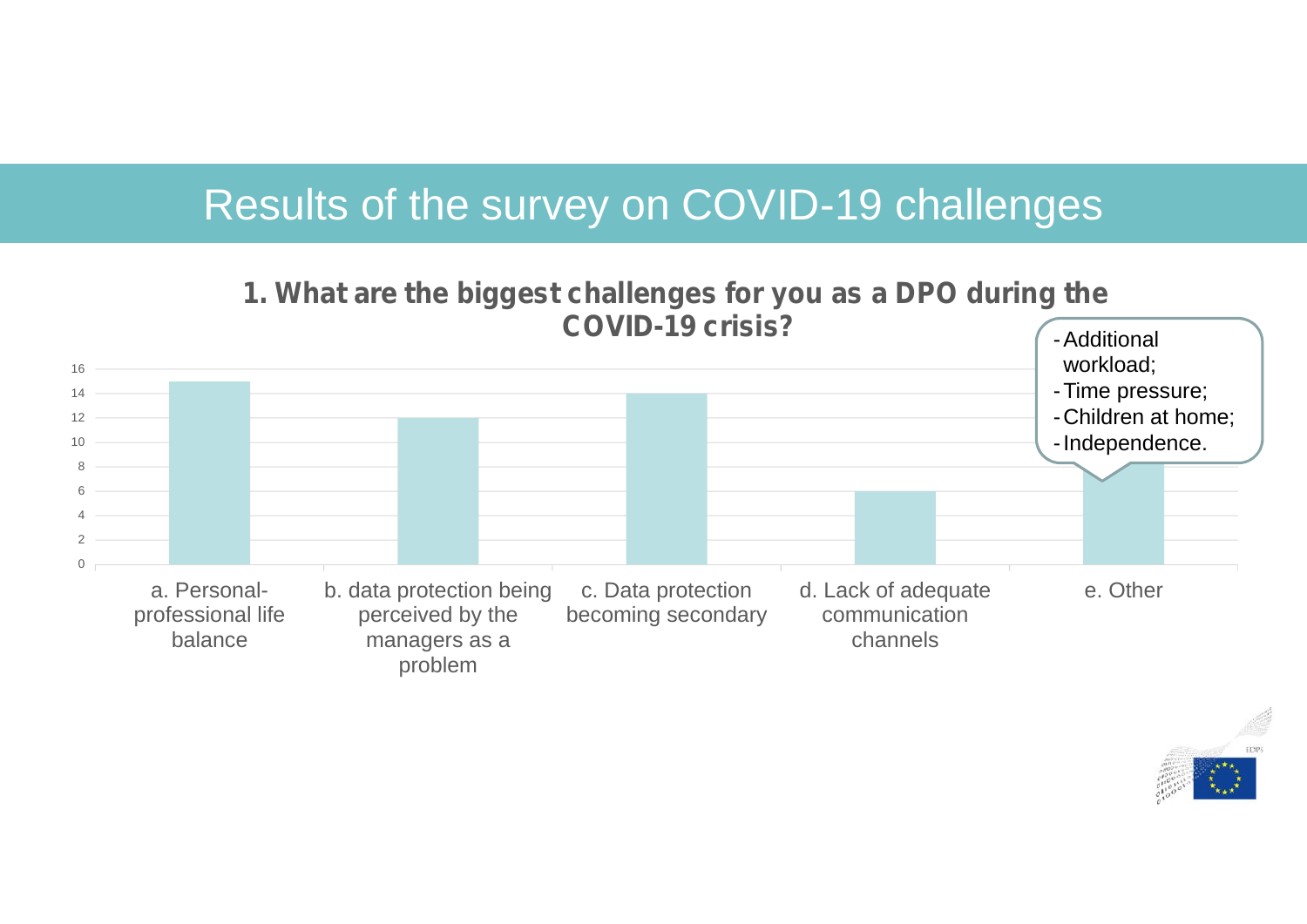# Results of the survey on COVID-19 challenges

**1. What are the biggest challenges for you as a DPO during the COVID-19 crisis?**

| Answer | Responses |
|---|---|
| a. Personal-professional life balance | 15 |
| b. data protection being perceived by the managers as a problem | 12 |
| c. Data protection becoming secondary | 14 |
| d. Lack of adequate communication channels | 6 |
| e. Other | 8 |

e. Other:

- Additional workload;
- Time pressure;
- Children at home;
- Independence.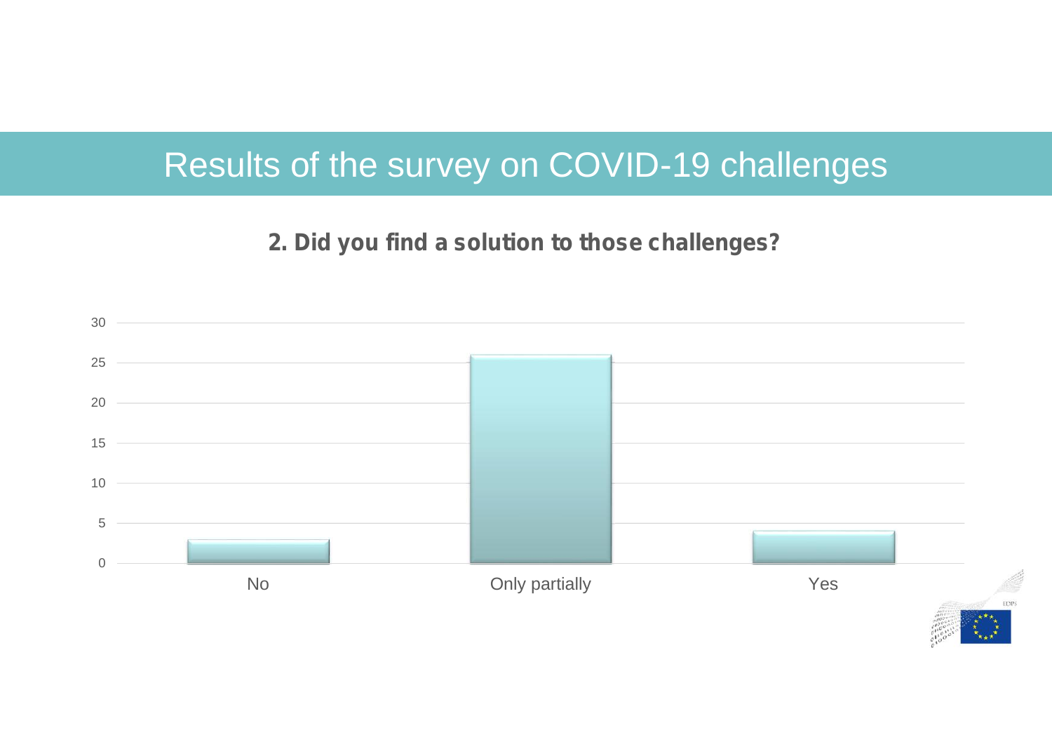# Results of the survey on COVID-19 challenges

**2. Did you find a solution to those challenges?**

| Answer | Value |
|---|---|
| No | 3 |
| Only partially | 26 |
| Yes | 4 |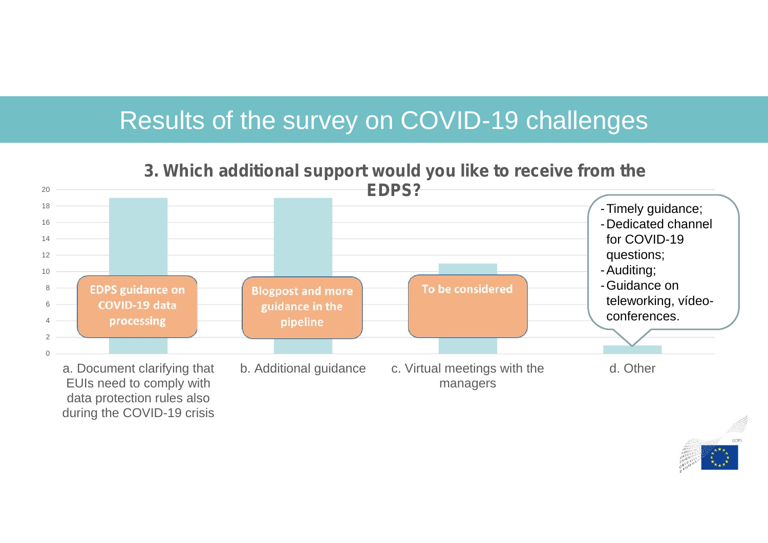# Results of the survey on COVID-19 challenges

## 3. Which additional support would you like to receive from the EDPS?

| Option | Responses (approx.) | Note |
|---|---|---|
| a. Document clarifying that EUIs need to comply with data protection rules also during the COVID-19 crisis | 19 | EDPS guidance on COVID-19 data processing |
| b. Additional guidance | 19 | Blogpost and more guidance in the pipeline |
| c. Virtual meetings with the managers | 11 | To be considered |
| d. Other | 1 | See list below |

d. Other:

- Timely guidance;
- Dedicated channel for COVID-19 questions;
- Auditing;
- Guidance on teleworking, vídeo-conferences.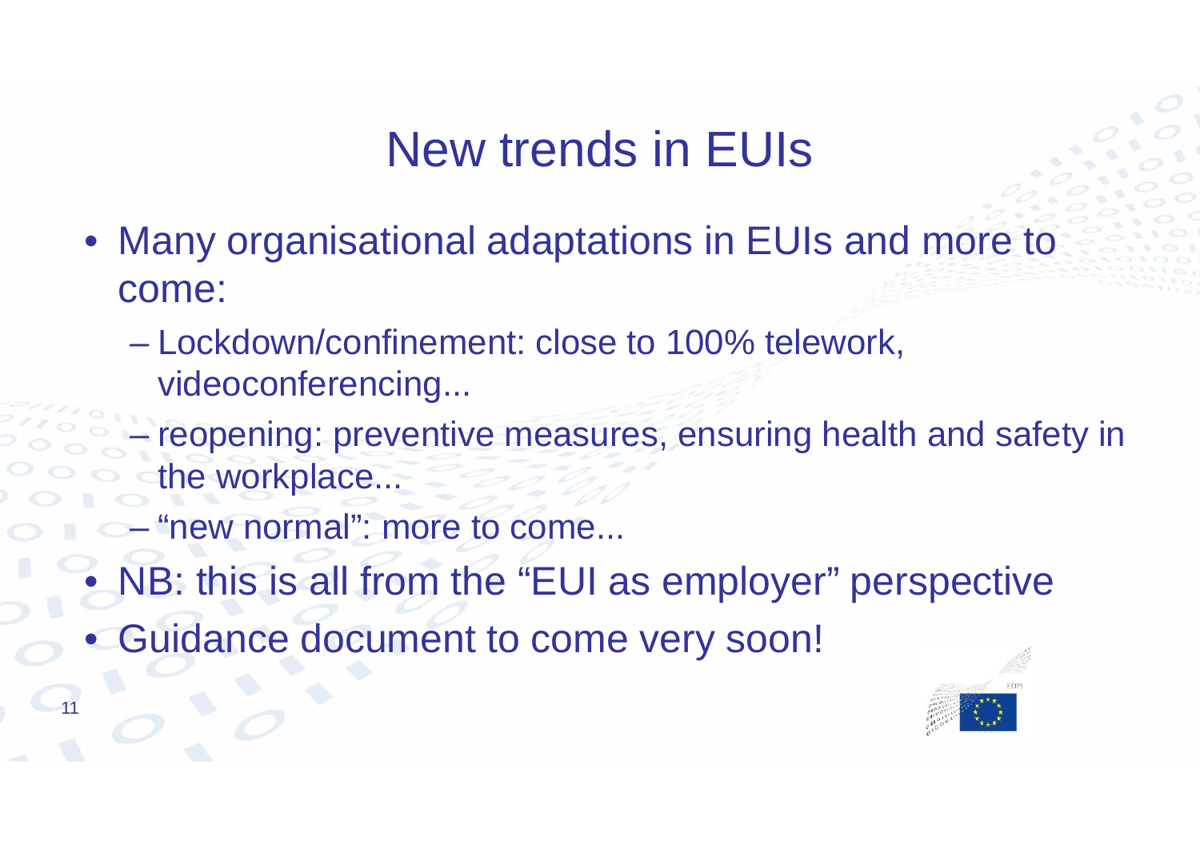# New trends in EUIs

- Many organisational adaptations in EUIs and more to come:
  - Lockdown/confinement: close to 100% telework, videoconferencing...
  - reopening: preventive measures, ensuring health and safety in the workplace...
  - "new normal": more to come...
- NB: this is all from the "EUI as employer" perspective
- Guidance document to come very soon!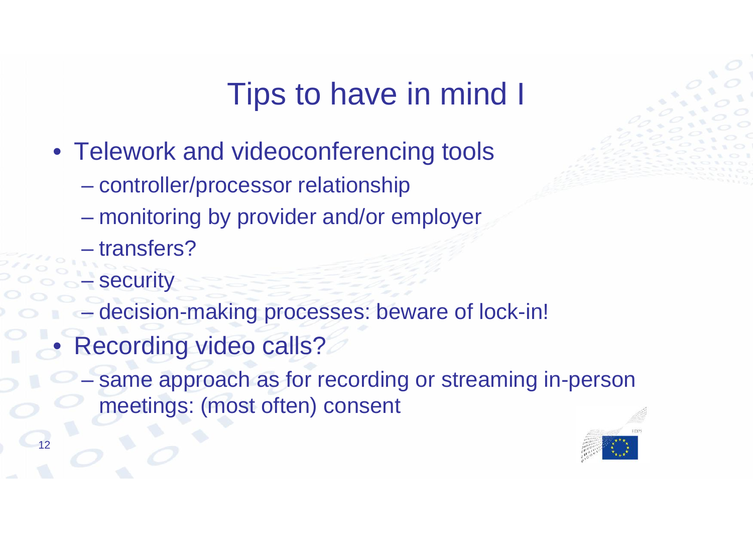# Tips to have in mind I

- Telework and videoconferencing tools
  - controller/processor relationship
  - monitoring by provider and/or employer
  - transfers?
  - security
  - decision-making processes: beware of lock-in!
- Recording video calls?
  - same approach as for recording or streaming in-person meetings: (most often) consent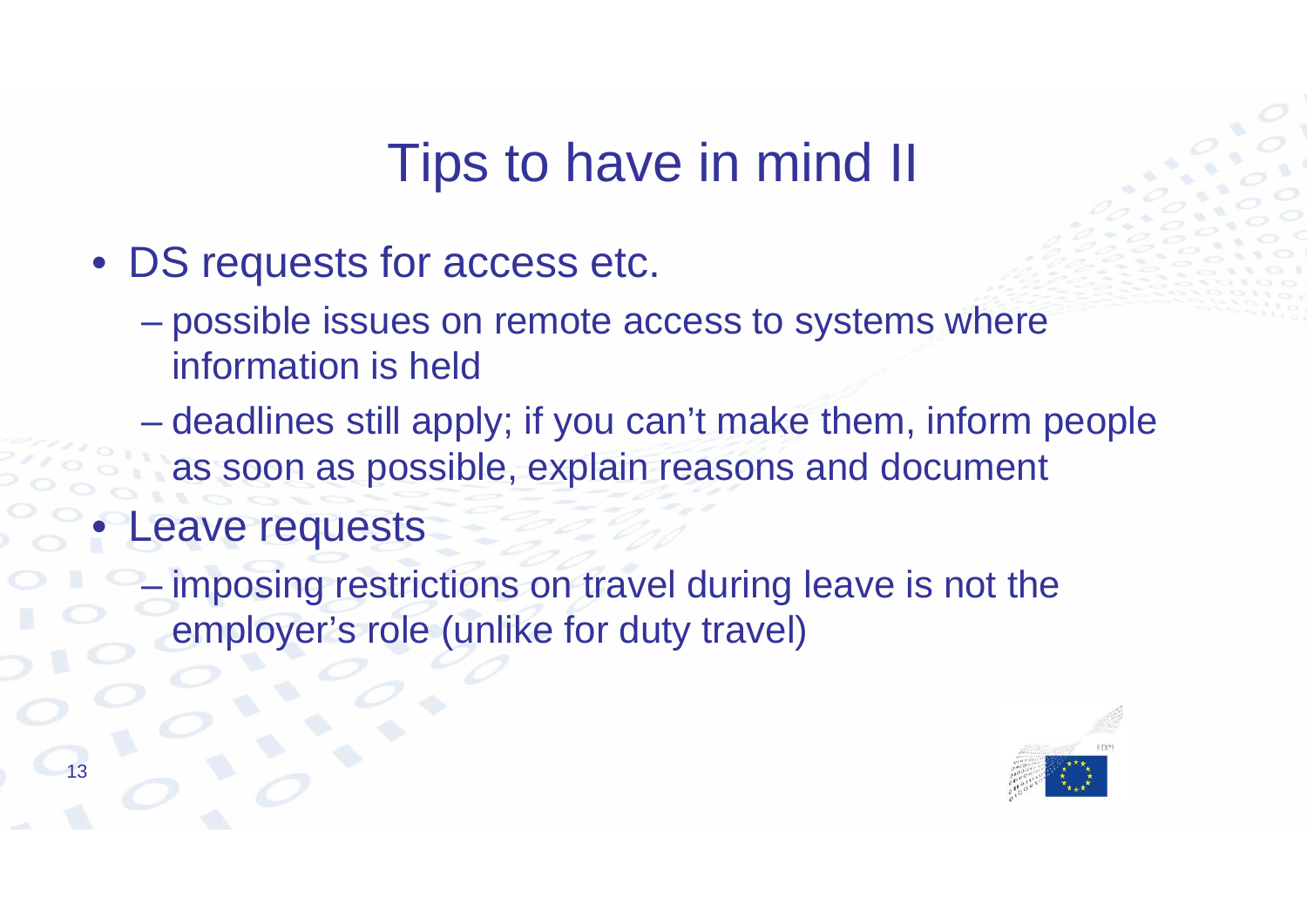# Tips to have in mind II

- DS requests for access etc.
  - possible issues on remote access to systems where information is held
  - deadlines still apply; if you can't make them, inform people as soon as possible, explain reasons and document
- Leave requests
  - imposing restrictions on travel during leave is not the employer's role (unlike for duty travel)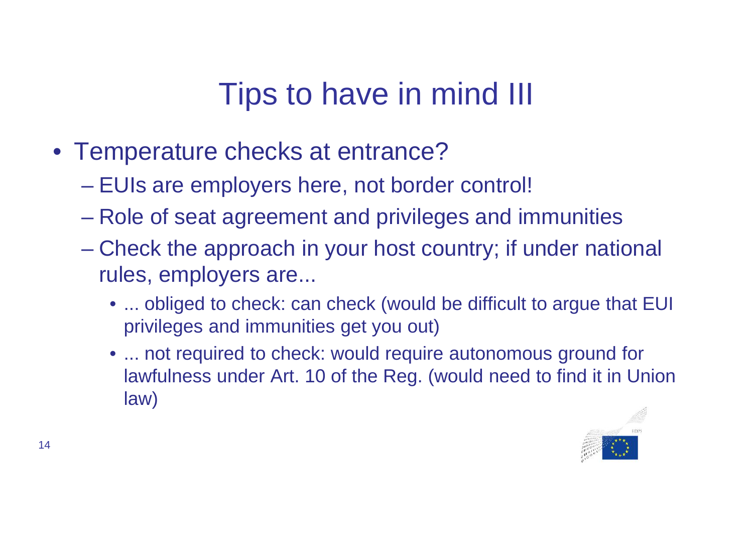# Tips to have in mind III

- Temperature checks at entrance?
  - EUIs are employers here, not border control!
  - Role of seat agreement and privileges and immunities
  - Check the approach in your host country; if under national rules, employers are...
    - ... obliged to check: can check (would be difficult to argue that EUI privileges and immunities get you out)
    - ... not required to check: would require autonomous ground for lawfulness under Art. 10 of the Reg. (would need to find it in Union law)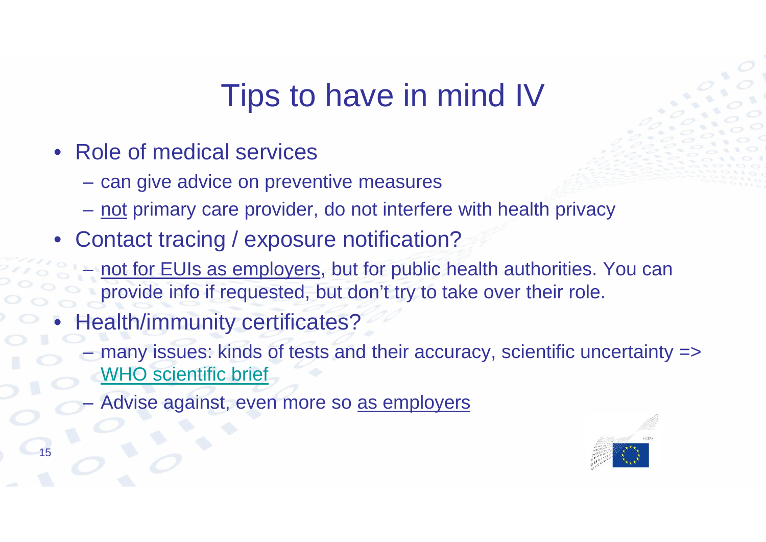# Tips to have in mind IV

- Role of medical services
  - can give advice on preventive measures
  - not primary care provider, do not interfere with health privacy
- Contact tracing / exposure notification?
  - not for EUIs as employers, but for public health authorities. You can provide info if requested, but don't try to take over their role.
- Health/immunity certificates?
  - many issues: kinds of tests and their accuracy, scientific uncertainty => WHO scientific brief
  - Advise against, even more so as employers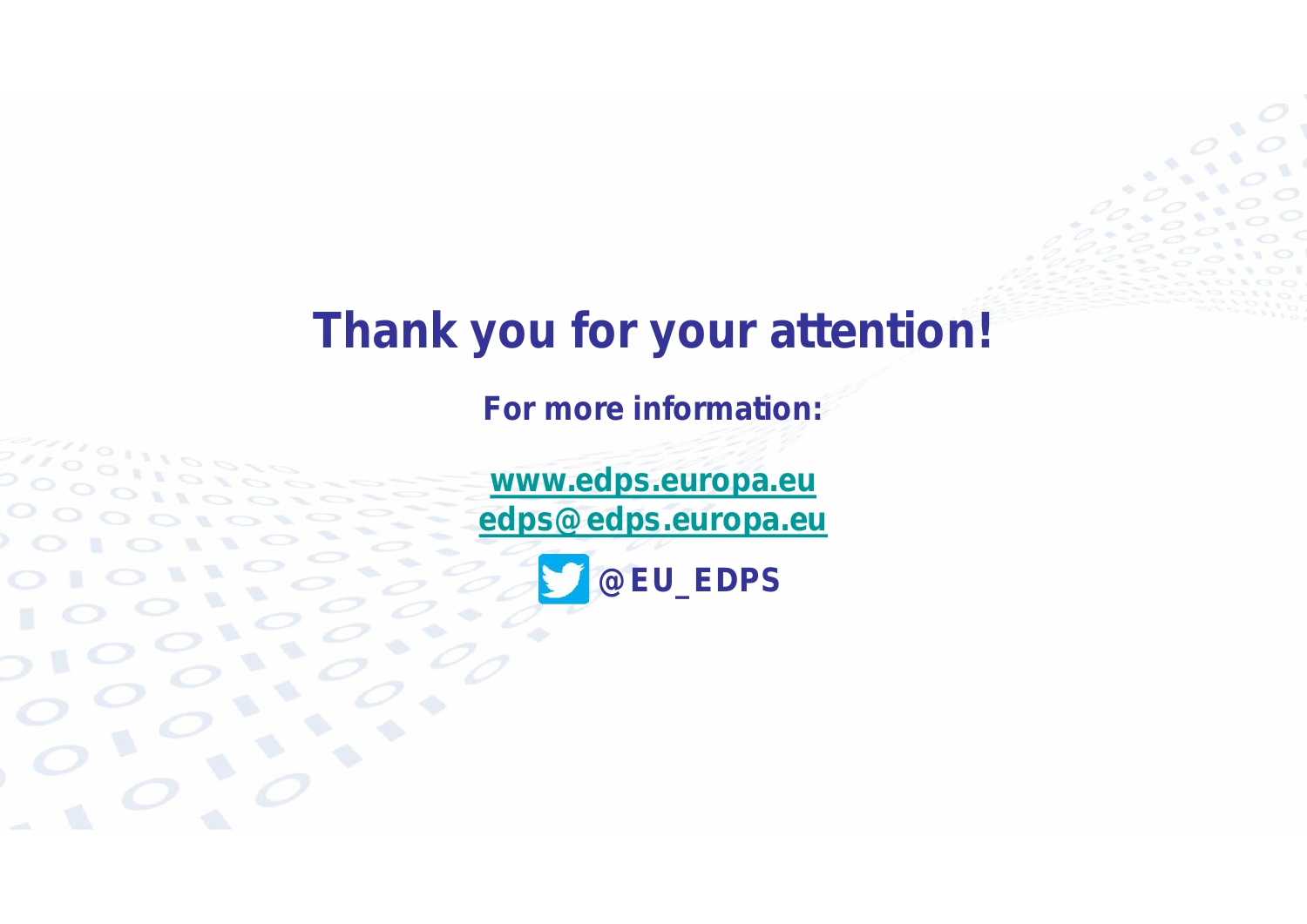# Thank you for your attention!

**For more information:**

www.edps.europa.eu
edps@edps.europa.eu

**@EU_EDPS**